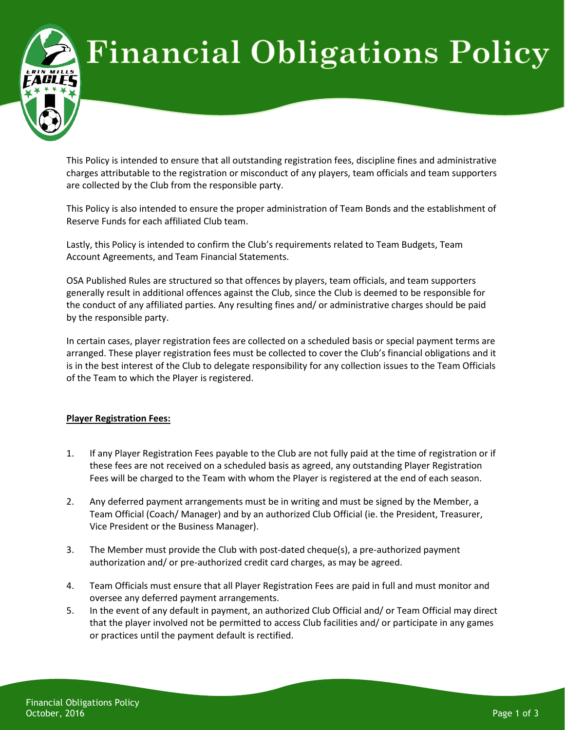# Financial Obligations Policy

This Policy is intended to ensure that all outstanding registration fees, discipline fines and administrative charges attributable to the registration or misconduct of any players, team officials and team supporters are collected by the Club from the responsible party.

This Policy is also intended to ensure the proper administration of Team Bonds and the establishment of Reserve Funds for each affiliated Club team.

Lastly, this Policy is intended to confirm the Club's requirements related to Team Budgets, Team Account Agreements, and Team Financial Statements.

OSA Published Rules are structured so that offences by players, team officials, and team supporters generally result in additional offences against the Club, since the Club is deemed to be responsible for the conduct of any affiliated parties. Any resulting fines and/ or administrative charges should be paid by the responsible party.

In certain cases, player registration fees are collected on a scheduled basis or special payment terms are arranged. These player registration fees must be collected to cover the Club's financial obligations and it is in the best interest of the Club to delegate responsibility for any collection issues to the Team Officials of the Team to which the Player is registered.

**Player Registration Fees:**

1. If any Player Registration Fees payable to the Club are not fully paid at the time of registration or if these fees are not received on a scheduled basis as agreed, any outstanding Player Registration Fees will be charged to the Team with whom the Player is registered at the end of each season.
2. Any deferred payment arrangements must be in writing and must be signed by the Member, a Team Official (Coach/ Manager) and by an authorized Club Official (ie. the President, Treasurer, Vice President or the Business Manager).
3. The Member must provide the Club with post-dated cheque(s), a pre-authorized payment authorization and/ or pre-authorized credit card charges, as may be agreed.
4. Team Officials must ensure that all Player Registration Fees are paid in full and must monitor and oversee any deferred payment arrangements.
5. In the event of any default in payment, an authorized Club Official and/ or Team Official may direct that the player involved not be permitted to access Club facilities and/ or participate in any games or practices until the payment default is rectified.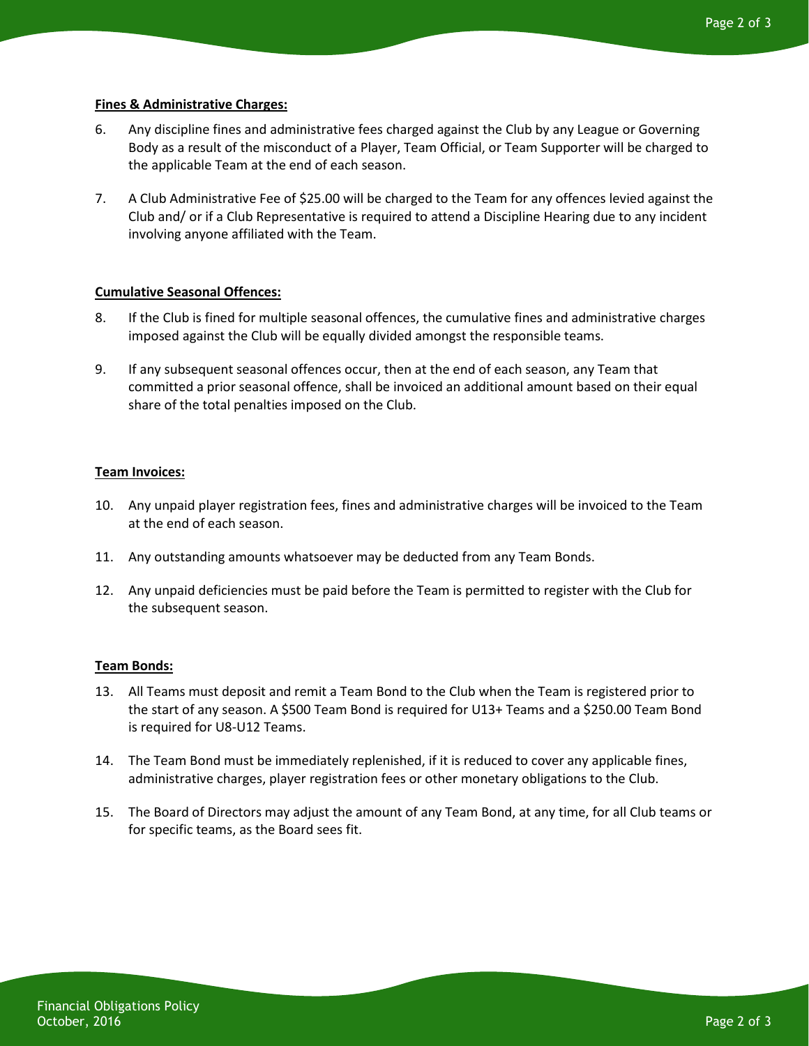**Fines & Administrative Charges:**

6. Any discipline fines and administrative fees charged against the Club by any League or Governing Body as a result of the misconduct of a Player, Team Official, or Team Supporter will be charged to the applicable Team at the end of each season.

7. A Club Administrative Fee of $25.00 will be charged to the Team for any offences levied against the Club and/ or if a Club Representative is required to attend a Discipline Hearing due to any incident involving anyone affiliated with the Team.

**Cumulative Seasonal Offences:**

8. If the Club is fined for multiple seasonal offences, the cumulative fines and administrative charges imposed against the Club will be equally divided amongst the responsible teams.

9. If any subsequent seasonal offences occur, then at the end of each season, any Team that committed a prior seasonal offence, shall be invoiced an additional amount based on their equal share of the total penalties imposed on the Club.

**Team Invoices:**

10. Any unpaid player registration fees, fines and administrative charges will be invoiced to the Team at the end of each season.

11. Any outstanding amounts whatsoever may be deducted from any Team Bonds.

12. Any unpaid deficiencies must be paid before the Team is permitted to register with the Club for the subsequent season.

**Team Bonds:**

13. All Teams must deposit and remit a Team Bond to the Club when the Team is registered prior to the start of any season. A $500 Team Bond is required for U13+ Teams and a $250.00 Team Bond is required for U8-U12 Teams.

14. The Team Bond must be immediately replenished, if it is reduced to cover any applicable fines, administrative charges, player registration fees or other monetary obligations to the Club.

15. The Board of Directors may adjust the amount of any Team Bond, at any time, for all Club teams or for specific teams, as the Board sees fit.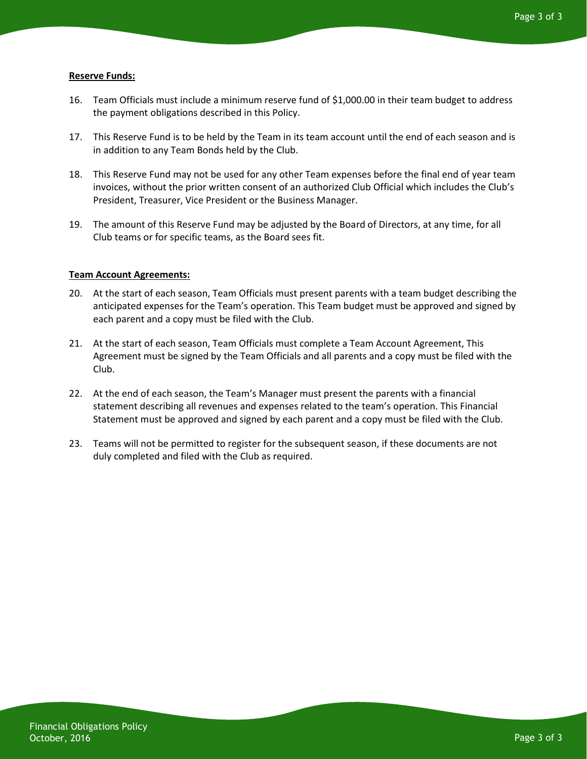**Reserve Funds:**

16. Team Officials must include a minimum reserve fund of $1,000.00 in their team budget to address the payment obligations described in this Policy.

17. This Reserve Fund is to be held by the Team in its team account until the end of each season and is in addition to any Team Bonds held by the Club.

18. This Reserve Fund may not be used for any other Team expenses before the final end of year team invoices, without the prior written consent of an authorized Club Official which includes the Club's President, Treasurer, Vice President or the Business Manager.

19. The amount of this Reserve Fund may be adjusted by the Board of Directors, at any time, for all Club teams or for specific teams, as the Board sees fit.

**Team Account Agreements:**

20. At the start of each season, Team Officials must present parents with a team budget describing the anticipated expenses for the Team's operation. This Team budget must be approved and signed by each parent and a copy must be filed with the Club.

21. At the start of each season, Team Officials must complete a Team Account Agreement, This Agreement must be signed by the Team Officials and all parents and a copy must be filed with the Club.

22. At the end of each season, the Team's Manager must present the parents with a financial statement describing all revenues and expenses related to the team's operation. This Financial Statement must be approved and signed by each parent and a copy must be filed with the Club.

23. Teams will not be permitted to register for the subsequent season, if these documents are not duly completed and filed with the Club as required.